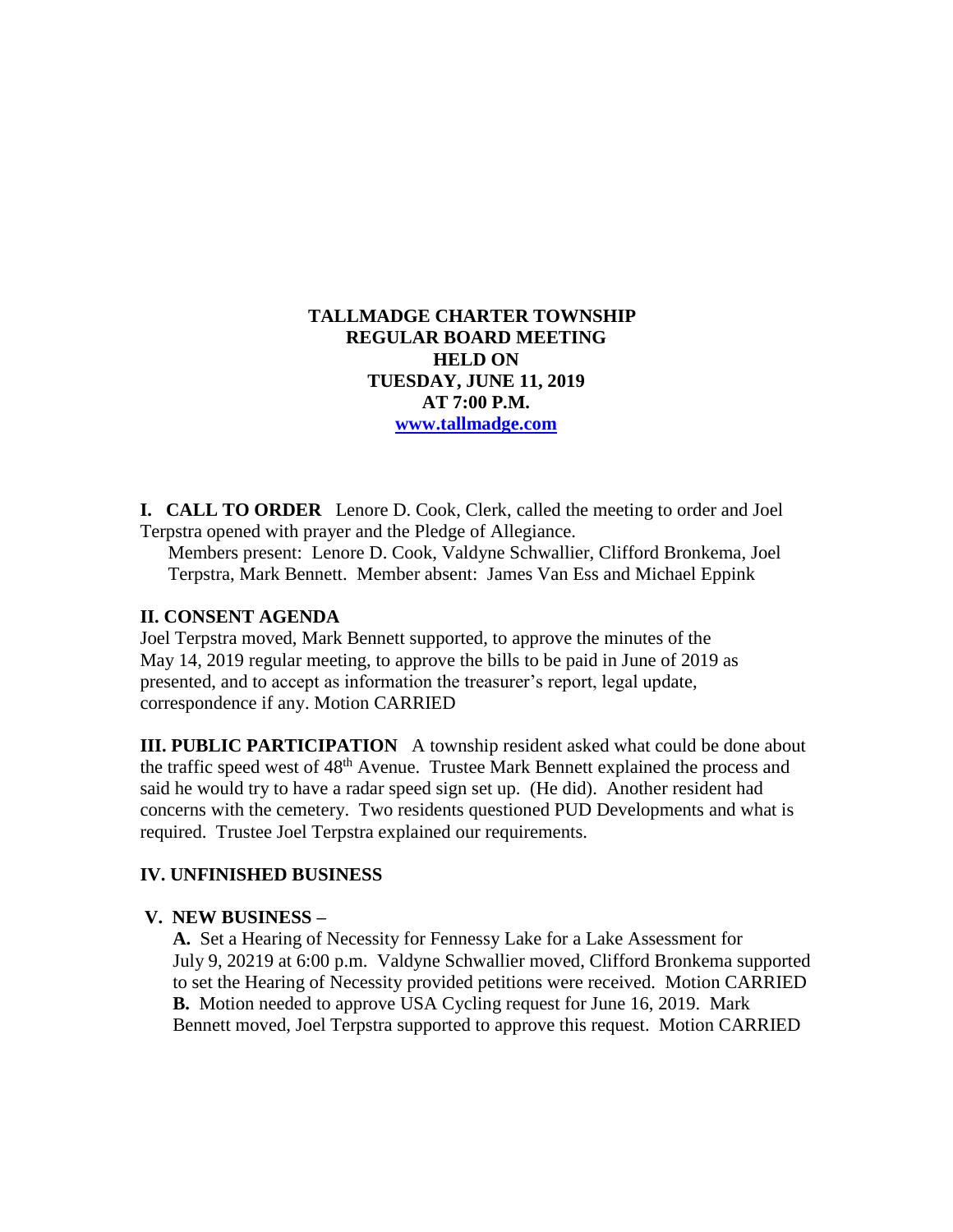# TALLMADGE CHARTER TOWNSHIP
## REGULAR BOARD MEETING
## HELD ON
## TUESDAY, JUNE 11, 2019
## AT 7:00 P.M.
**www.tallmadge.com**

**I. CALL TO ORDER** Lenore D. Cook, Clerk, called the meeting to order and Joel Terpstra opened with prayer and the Pledge of Allegiance.
Members present: Lenore D. Cook, Valdyne Schwallier, Clifford Bronkema, Joel Terpstra, Mark Bennett. Member absent: James Van Ess and Michael Eppink

## II. CONSENT AGENDA

Joel Terpstra moved, Mark Bennett supported, to approve the minutes of the May 14, 2019 regular meeting, to approve the bills to be paid in June of 2019 as presented, and to accept as information the treasurer's report, legal update, correspondence if any. Motion CARRIED

**III. PUBLIC PARTICIPATION** A township resident asked what could be done about the traffic speed west of 48th Avenue. Trustee Mark Bennett explained the process and said he would try to have a radar speed sign set up. (He did). Another resident had concerns with the cemetery. Two residents questioned PUD Developments and what is required. Trustee Joel Terpstra explained our requirements.

## IV. UNFINISHED BUSINESS

## V. NEW BUSINESS –

**A.** Set a Hearing of Necessity for Fennessy Lake for a Lake Assessment for July 9, 20219 at 6:00 p.m. Valdyne Schwallier moved, Clifford Bronkema supported to set the Hearing of Necessity provided petitions were received. Motion CARRIED
**B.** Motion needed to approve USA Cycling request for June 16, 2019. Mark Bennett moved, Joel Terpstra supported to approve this request. Motion CARRIED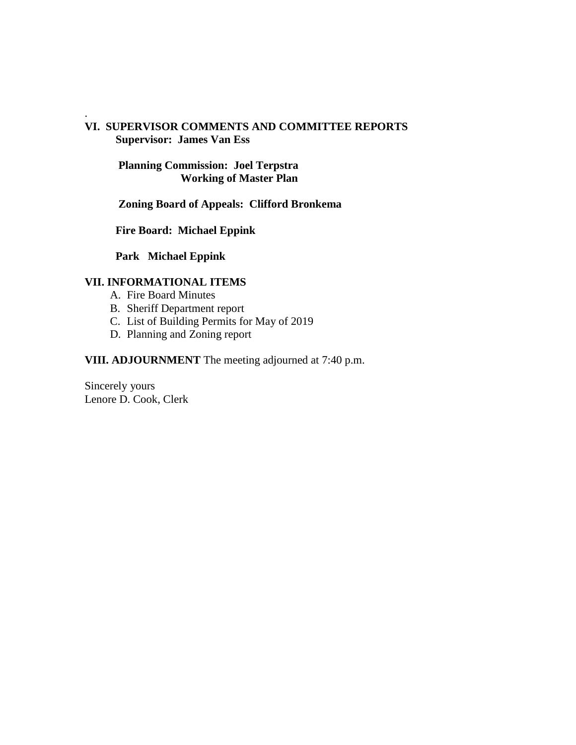.

**VI. SUPERVISOR COMMENTS AND COMMITTEE REPORTS**

**Supervisor: James Van Ess**

**Planning Commission: Joel Terpstra**
**Working of Master Plan**

**Zoning Board of Appeals: Clifford Bronkema**

**Fire Board: Michael Eppink**

**Park Michael Eppink**

**VII. INFORMATIONAL ITEMS**

A. Fire Board Minutes
B. Sheriff Department report
C. List of Building Permits for May of 2019
D. Planning and Zoning report

**VIII. ADJOURNMENT** The meeting adjourned at 7:40 p.m.

Sincerely yours
Lenore D. Cook, Clerk